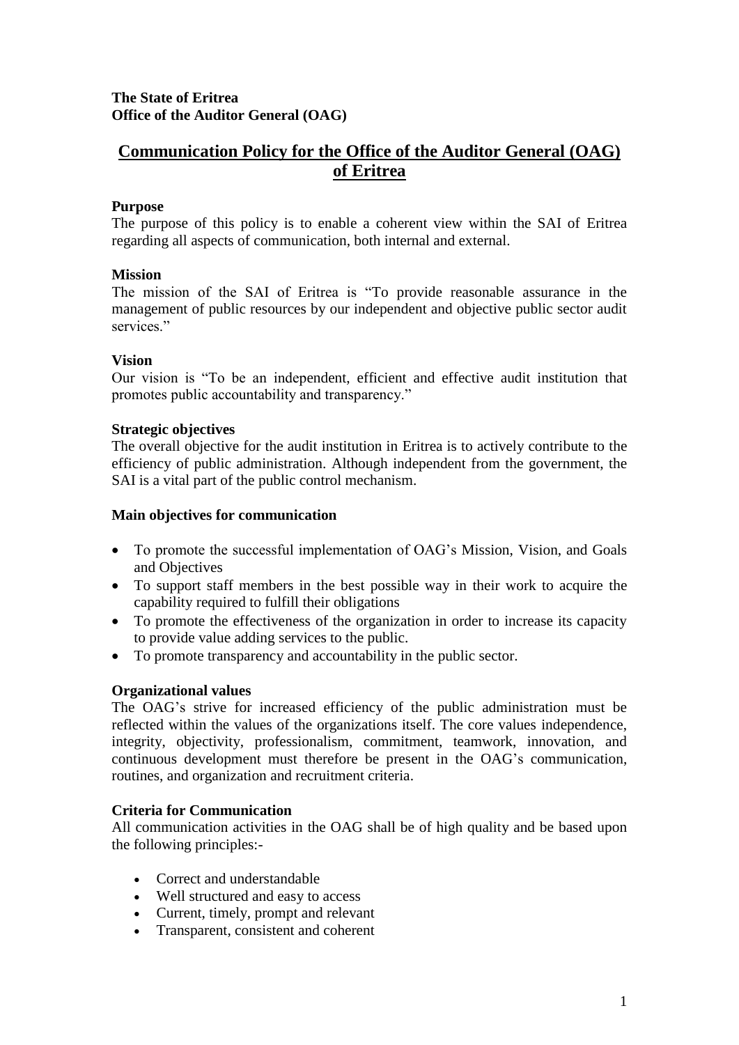**The State of Eritrea**
**Office of the Auditor General (OAG)**

# Communication Policy for the Office of the Auditor General (OAG) of Eritrea

### Purpose

The purpose of this policy is to enable a coherent view within the SAI of Eritrea regarding all aspects of communication, both internal and external.

### Mission

The mission of the SAI of Eritrea is "To provide reasonable assurance in the management of public resources by our independent and objective public sector audit services."

### Vision

Our vision is "To be an independent, efficient and effective audit institution that promotes public accountability and transparency."

### Strategic objectives

The overall objective for the audit institution in Eritrea is to actively contribute to the efficiency of public administration. Although independent from the government, the SAI is a vital part of the public control mechanism.

### Main objectives for communication

- To promote the successful implementation of OAG's Mission, Vision, and Goals and Objectives
- To support staff members in the best possible way in their work to acquire the capability required to fulfill their obligations
- To promote the effectiveness of the organization in order to increase its capacity to provide value adding services to the public.
- To promote transparency and accountability in the public sector.

### Organizational values

The OAG's strive for increased efficiency of the public administration must be reflected within the values of the organizations itself. The core values independence, integrity, objectivity, professionalism, commitment, teamwork, innovation, and continuous development must therefore be present in the OAG's communication, routines, and organization and recruitment criteria.

### Criteria for Communication

All communication activities in the OAG shall be of high quality and be based upon the following principles:-

- Correct and understandable
- Well structured and easy to access
- Current, timely, prompt and relevant
- Transparent, consistent and coherent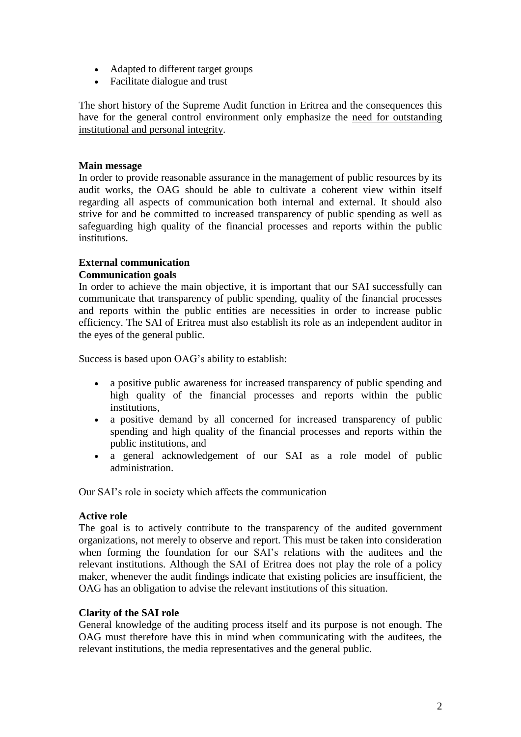- Adapted to different target groups
- Facilitate dialogue and trust

The short history of the Supreme Audit function in Eritrea and the consequences this have for the general control environment only emphasize the <u>need for outstanding institutional and personal integrity</u>.

**Main message**

In order to provide reasonable assurance in the management of public resources by its audit works, the OAG should be able to cultivate a coherent view within itself regarding all aspects of communication both internal and external. It should also strive for and be committed to increased transparency of public spending as well as safeguarding high quality of the financial processes and reports within the public institutions.

**External communication**

**Communication goals**

In order to achieve the main objective, it is important that our SAI successfully can communicate that transparency of public spending, quality of the financial processes and reports within the public entities are necessities in order to increase public efficiency. The SAI of Eritrea must also establish its role as an independent auditor in the eyes of the general public.

Success is based upon OAG's ability to establish:

- a positive public awareness for increased transparency of public spending and high quality of the financial processes and reports within the public institutions,
- a positive demand by all concerned for increased transparency of public spending and high quality of the financial processes and reports within the public institutions, and
- a general acknowledgement of our SAI as a role model of public administration.

Our SAI's role in society which affects the communication

**Active role**

The goal is to actively contribute to the transparency of the audited government organizations, not merely to observe and report. This must be taken into consideration when forming the foundation for our SAI's relations with the auditees and the relevant institutions. Although the SAI of Eritrea does not play the role of a policy maker, whenever the audit findings indicate that existing policies are insufficient, the OAG has an obligation to advise the relevant institutions of this situation.

**Clarity of the SAI role**

General knowledge of the auditing process itself and its purpose is not enough. The OAG must therefore have this in mind when communicating with the auditees, the relevant institutions, the media representatives and the general public.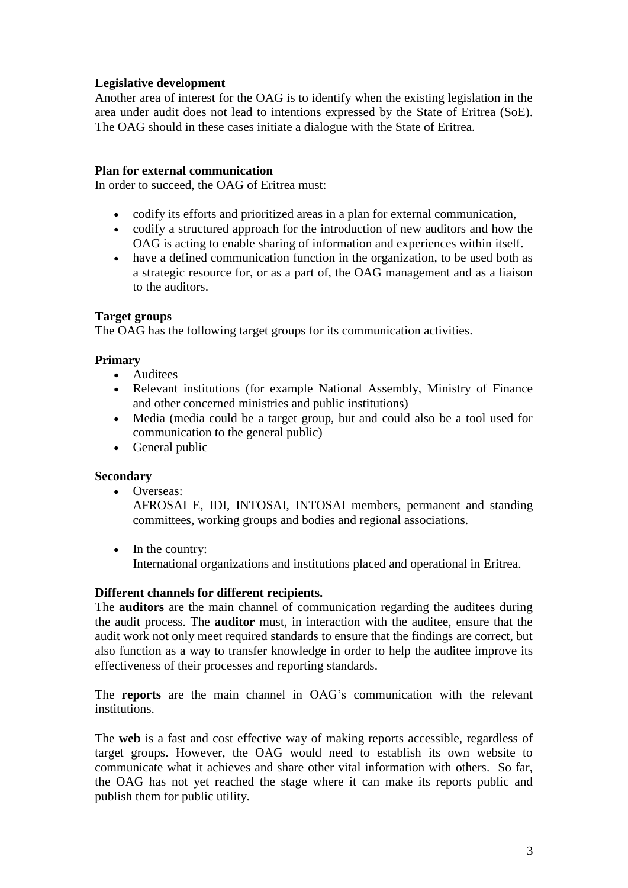**Legislative development**

Another area of interest for the OAG is to identify when the existing legislation in the area under audit does not lead to intentions expressed by the State of Eritrea (SoE). The OAG should in these cases initiate a dialogue with the State of Eritrea.

**Plan for external communication**

In order to succeed, the OAG of Eritrea must:

- codify its efforts and prioritized areas in a plan for external communication,
- codify a structured approach for the introduction of new auditors and how the OAG is acting to enable sharing of information and experiences within itself.
- have a defined communication function in the organization, to be used both as a strategic resource for, or as a part of, the OAG management and as a liaison to the auditors.

**Target groups**

The OAG has the following target groups for its communication activities.

**Primary**

- Auditees
- Relevant institutions (for example National Assembly, Ministry of Finance and other concerned ministries and public institutions)
- Media (media could be a target group, but and could also be a tool used for communication to the general public)
- General public

**Secondary**

- Overseas:
  AFROSAI E, IDI, INTOSAI, INTOSAI members, permanent and standing committees, working groups and bodies and regional associations.

- In the country:
  International organizations and institutions placed and operational in Eritrea.

**Different channels for different recipients.**

The **auditors** are the main channel of communication regarding the auditees during the audit process. The **auditor** must, in interaction with the auditee, ensure that the audit work not only meet required standards to ensure that the findings are correct, but also function as a way to transfer knowledge in order to help the auditee improve its effectiveness of their processes and reporting standards.

The **reports** are the main channel in OAG's communication with the relevant institutions.

The **web** is a fast and cost effective way of making reports accessible, regardless of target groups. However, the OAG would need to establish its own website to communicate what it achieves and share other vital information with others. So far, the OAG has not yet reached the stage where it can make its reports public and publish them for public utility.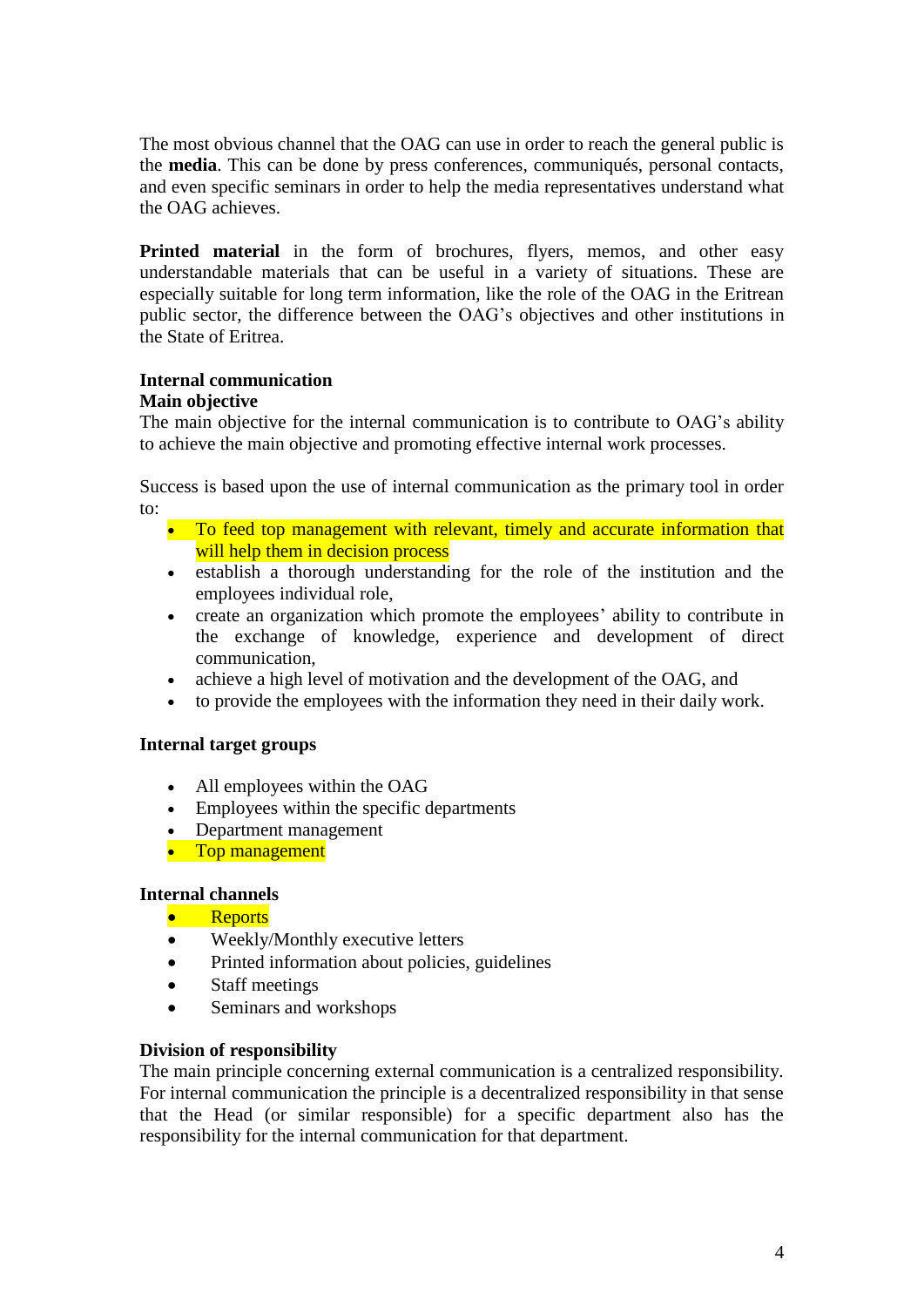The most obvious channel that the OAG can use in order to reach the general public is the **media**. This can be done by press conferences, communiqués, personal contacts, and even specific seminars in order to help the media representatives understand what the OAG achieves.

**Printed material** in the form of brochures, flyers, memos, and other easy understandable materials that can be useful in a variety of situations. These are especially suitable for long term information, like the role of the OAG in the Eritrean public sector, the difference between the OAG's objectives and other institutions in the State of Eritrea.

**Internal communication**
**Main objective**
The main objective for the internal communication is to contribute to OAG's ability to achieve the main objective and promoting effective internal work processes.

Success is based upon the use of internal communication as the primary tool in order to:

- To feed top management with relevant, timely and accurate information that will help them in decision process
- establish a thorough understanding for the role of the institution and the employees individual role,
- create an organization which promote the employees' ability to contribute in the exchange of knowledge, experience and development of direct communication,
- achieve a high level of motivation and the development of the OAG, and
- to provide the employees with the information they need in their daily work.

**Internal target groups**

- All employees within the OAG
- Employees within the specific departments
- Department management
- Top management

**Internal channels**

- Reports
- Weekly/Monthly executive letters
- Printed information about policies, guidelines
- Staff meetings
- Seminars and workshops

**Division of responsibility**
The main principle concerning external communication is a centralized responsibility. For internal communication the principle is a decentralized responsibility in that sense that the Head (or similar responsible) for a specific department also has the responsibility for the internal communication for that department.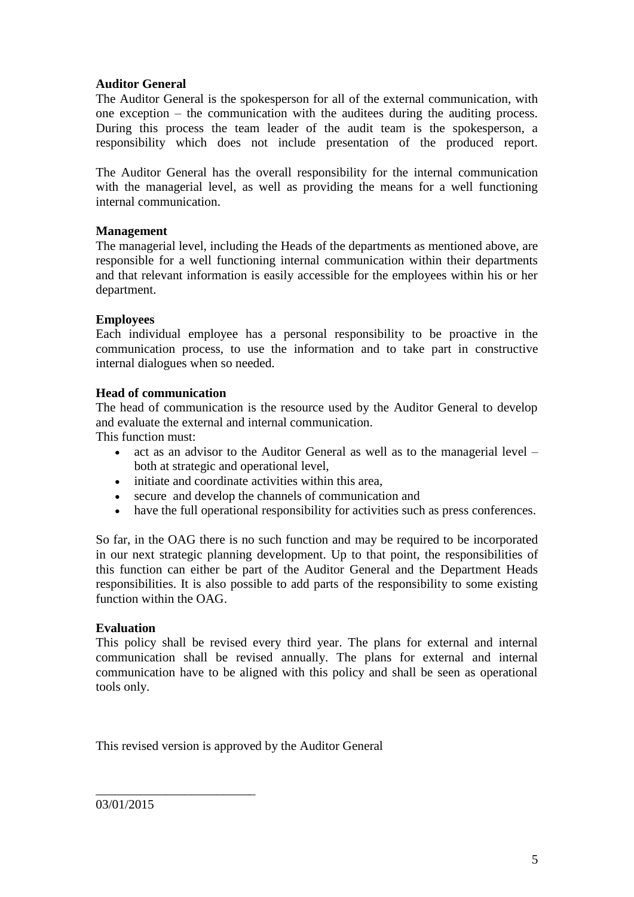**Auditor General**

The Auditor General is the spokesperson for all of the external communication, with one exception – the communication with the auditees during the auditing process. During this process the team leader of the audit team is the spokesperson, a responsibility which does not include presentation of the produced report.

The Auditor General has the overall responsibility for the internal communication with the managerial level, as well as providing the means for a well functioning internal communication.

**Management**

The managerial level, including the Heads of the departments as mentioned above, are responsible for a well functioning internal communication within their departments and that relevant information is easily accessible for the employees within his or her department.

**Employees**

Each individual employee has a personal responsibility to be proactive in the communication process, to use the information and to take part in constructive internal dialogues when so needed.

**Head of communication**

The head of communication is the resource used by the Auditor General to develop and evaluate the external and internal communication.

This function must:

- act as an advisor to the Auditor General as well as to the managerial level – both at strategic and operational level,
- initiate and coordinate activities within this area,
- secure and develop the channels of communication and
- have the full operational responsibility for activities such as press conferences.

So far, in the OAG there is no such function and may be required to be incorporated in our next strategic planning development. Up to that point, the responsibilities of this function can either be part of the Auditor General and the Department Heads responsibilities. It is also possible to add parts of the responsibility to some existing function within the OAG.

**Evaluation**

This policy shall be revised every third year. The plans for external and internal communication shall be revised annually. The plans for external and internal communication have to be aligned with this policy and shall be seen as operational tools only.

This revised version is approved by the Auditor General

_________________________

03/01/2015